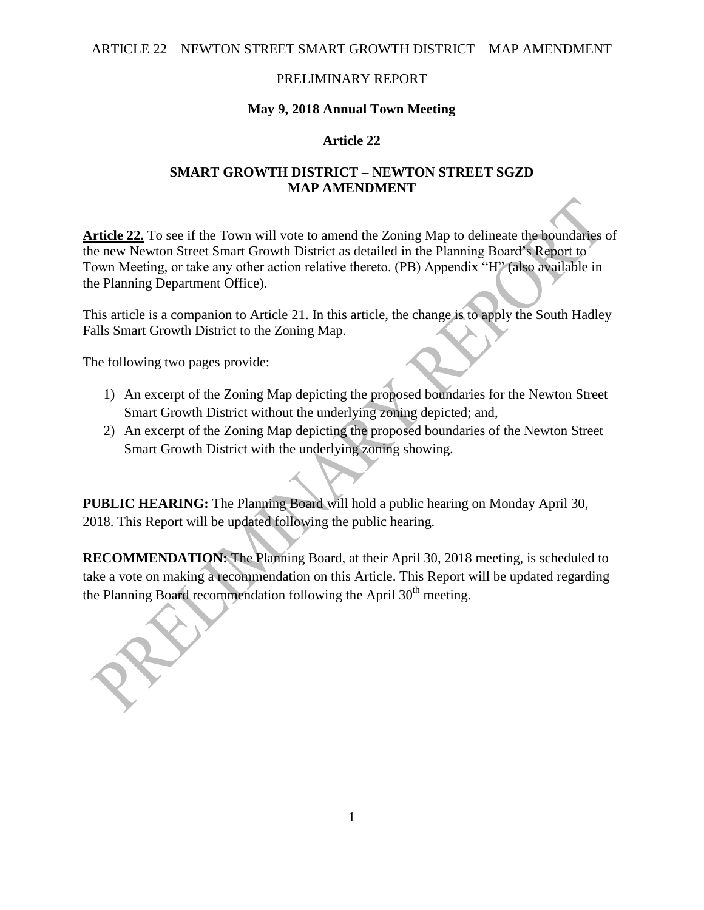ARTICLE 22 – NEWTON STREET SMART GROWTH DISTRICT – MAP AMENDMENT

PRELIMINARY REPORT

**May 9, 2018 Annual Town Meeting**

**Article 22**

**SMART GROWTH DISTRICT – NEWTON STREET SGZD MAP AMENDMENT**

**Article 22.** To see if the Town will vote to amend the Zoning Map to delineate the boundaries of the new Newton Street Smart Growth District as detailed in the Planning Board's Report to Town Meeting, or take any other action relative thereto. (PB) Appendix "H" (also available in the Planning Department Office).

This article is a companion to Article 21. In this article, the change is to apply the South Hadley Falls Smart Growth District to the Zoning Map.

The following two pages provide:

1) An excerpt of the Zoning Map depicting the proposed boundaries for the Newton Street Smart Growth District without the underlying zoning depicted; and,
2) An excerpt of the Zoning Map depicting the proposed boundaries of the Newton Street Smart Growth District with the underlying zoning showing.

**PUBLIC HEARING:** The Planning Board will hold a public hearing on Monday April 30, 2018. This Report will be updated following the public hearing.

**RECOMMENDATION:** The Planning Board, at their April 30, 2018 meeting, is scheduled to take a vote on making a recommendation on this Article. This Report will be updated regarding the Planning Board recommendation following the April 30th meeting.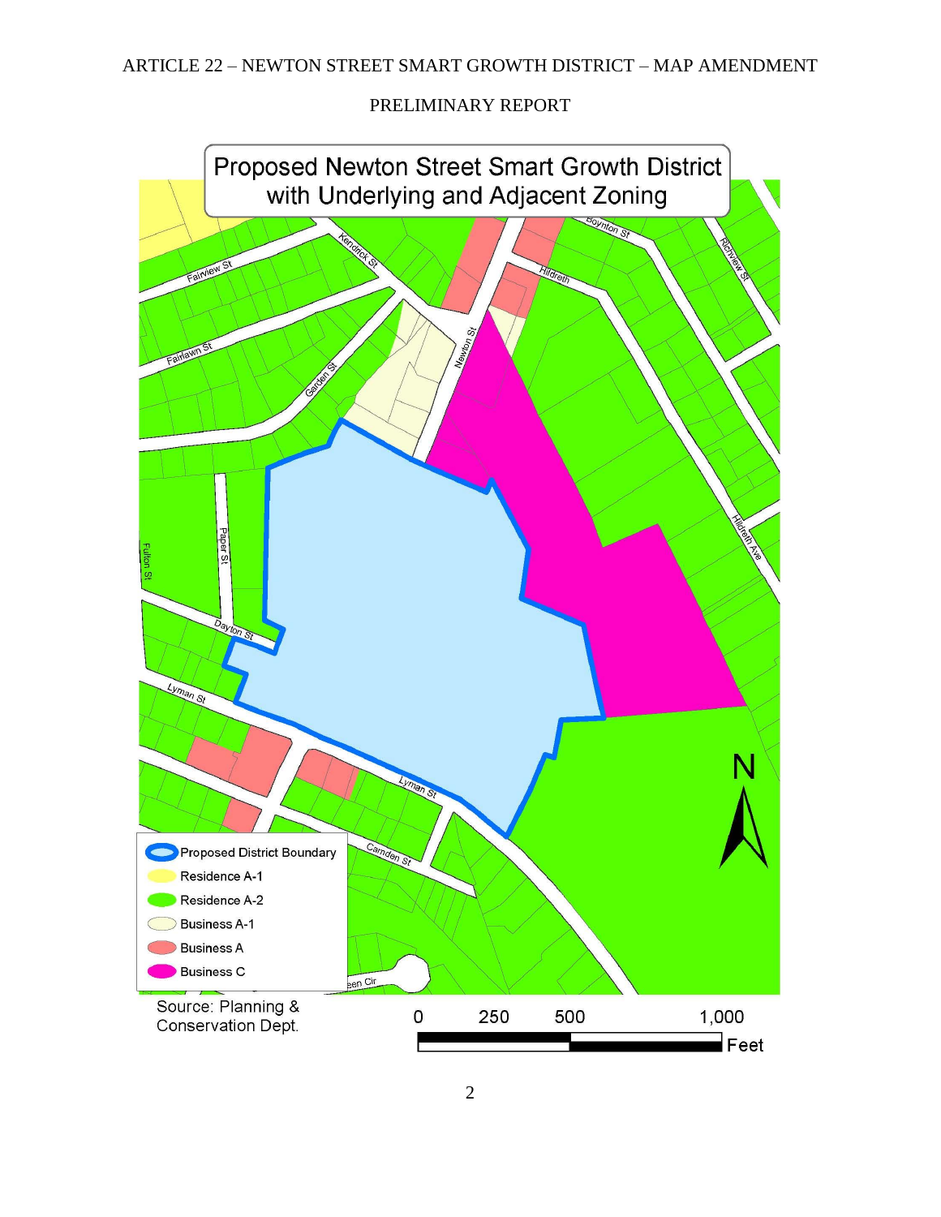ARTICLE 22 – NEWTON STREET SMART GROWTH DISTRICT – MAP AMENDMENT

PRELIMINARY REPORT

Proposed Newton Street Smart Growth District with Underlying and Adjacent Zoning

Fairview St
Kendrick St
Boynton St
Richview St
Hildreth
Fairlawn St
Garden St
Newton St
Paper St
Fulton St
Dayton St
Hildreth Ave
Lyman St
Lyman St
Camden St
een Cir

Proposed District Boundary
Residence A-1
Residence A-2
Business A-1
Business A
Business C

N

Source: Planning & Conservation Dept.

0 250 500 1,000
Feet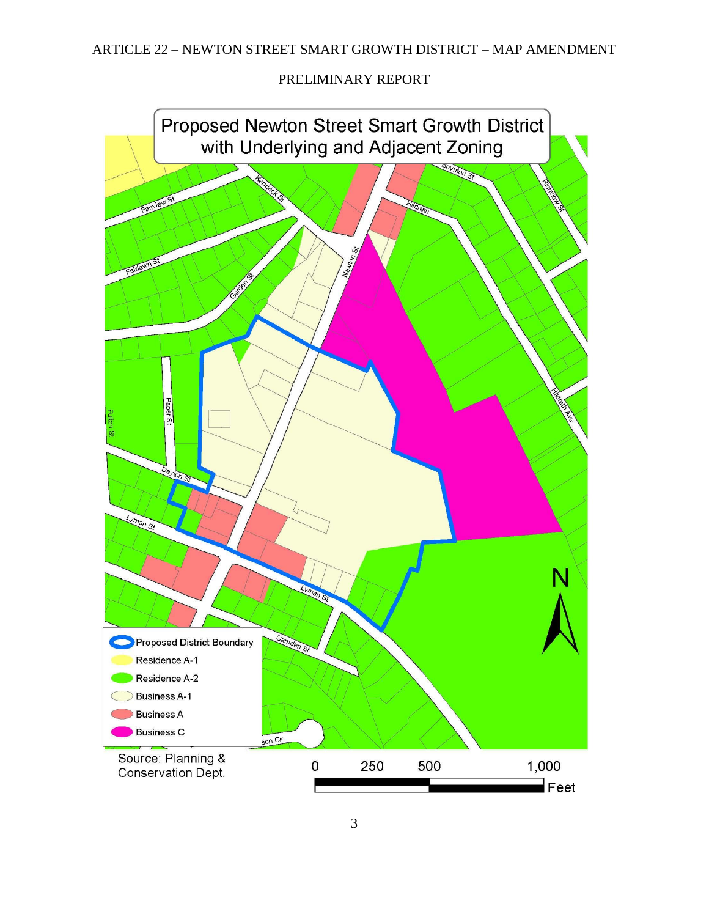ARTICLE 22 – NEWTON STREET SMART GROWTH DISTRICT – MAP AMENDMENT

PRELIMINARY REPORT

Proposed Newton Street Smart Growth District with Underlying and Adjacent Zoning

Fairview St
Kendrick St
Boynton St
Richview St
Hildreth
Fairlawn St
Garden St
Newton St
Paper St
Fulton St
Hildreth Ave
Dayton St
Lyman St
Lyman St
Camden St
een Cir

Proposed District Boundary
Residence A-1
Residence A-2
Business A-1
Business A
Business C

N

Source: Planning & Conservation Dept.

0 250 500 1,000
Feet